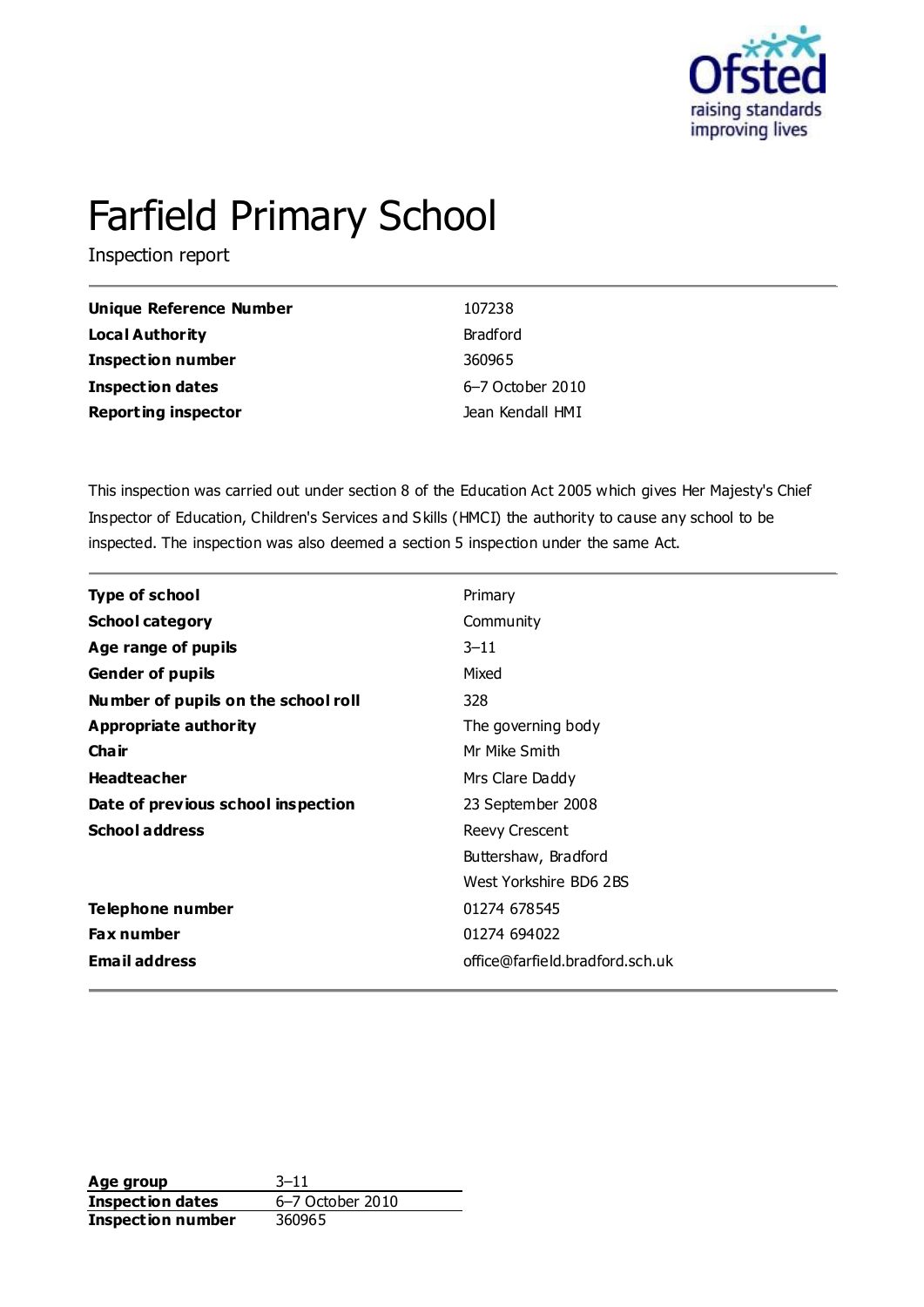# Farfield Primary School

Inspection report

| | |
|---|---|
| **Unique Reference Number** | 107238 |
| **Local Authority** | Bradford |
| **Inspection number** | 360965 |
| **Inspection dates** | 6–7 October 2010 |
| **Reporting inspector** | Jean Kendall HMI |

This inspection was carried out under section 8 of the Education Act 2005 which gives Her Majesty's Chief Inspector of Education, Children's Services and Skills (HMCI) the authority to cause any school to be inspected. The inspection was also deemed a section 5 inspection under the same Act.

| | |
|---|---|
| **Type of school** | Primary |
| **School category** | Community |
| **Age range of pupils** | 3–11 |
| **Gender of pupils** | Mixed |
| **Number of pupils on the school roll** | 328 |
| **Appropriate authority** | The governing body |
| **Chair** | Mr Mike Smith |
| **Headteacher** | Mrs Clare Daddy |
| **Date of previous school inspection** | 23 September 2008 |
| **School address** | Reevy Crescent<br>Buttershaw, Bradford<br>West Yorkshire BD6 2BS |
| **Telephone number** | 01274 678545 |
| **Fax number** | 01274 694022 |
| **Email address** | office@farfield.bradford.sch.uk |

| | |
|---|---|
| **Age group** | 3–11 |
| **Inspection dates** | 6–7 October 2010 |
| **Inspection number** | 360965 |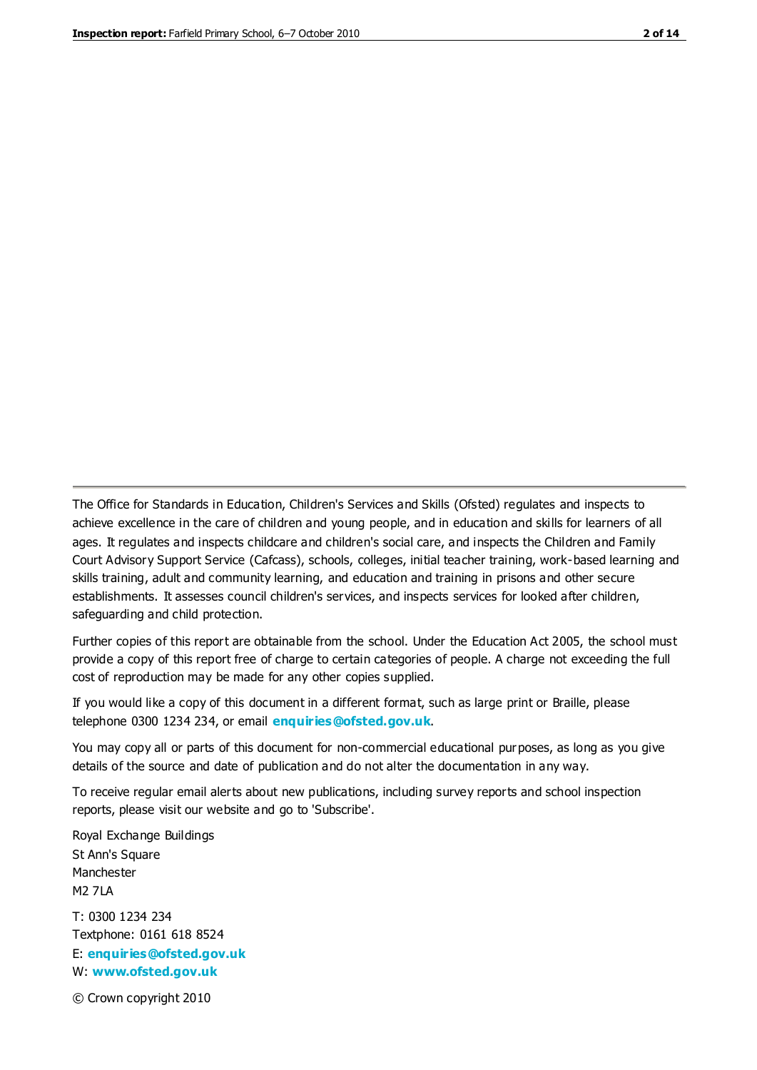The Office for Standards in Education, Children's Services and Skills (Ofsted) regulates and inspects to achieve excellence in the care of children and young people, and in education and skills for learners of all ages. It regulates and inspects childcare and children's social care, and inspects the Children and Family Court Advisory Support Service (Cafcass), schools, colleges, initial teacher training, work-based learning and skills training, adult and community learning, and education and training in prisons and other secure establishments. It assesses council children's services, and inspects services for looked after children, safeguarding and child protection.

Further copies of this report are obtainable from the school. Under the Education Act 2005, the school must provide a copy of this report free of charge to certain categories of people. A charge not exceeding the full cost of reproduction may be made for any other copies supplied.

If you would like a copy of this document in a different format, such as large print or Braille, please telephone 0300 1234 234, or email **enquiries@ofsted.gov.uk**.

You may copy all or parts of this document for non-commercial educational purposes, as long as you give details of the source and date of publication and do not alter the documentation in any way.

To receive regular email alerts about new publications, including survey reports and school inspection reports, please visit our website and go to 'Subscribe'.

Royal Exchange Buildings
St Ann's Square
Manchester
M2 7LA

T: 0300 1234 234
Textphone: 0161 618 8524
E: **enquiries@ofsted.gov.uk**
W: **www.ofsted.gov.uk**

© Crown copyright 2010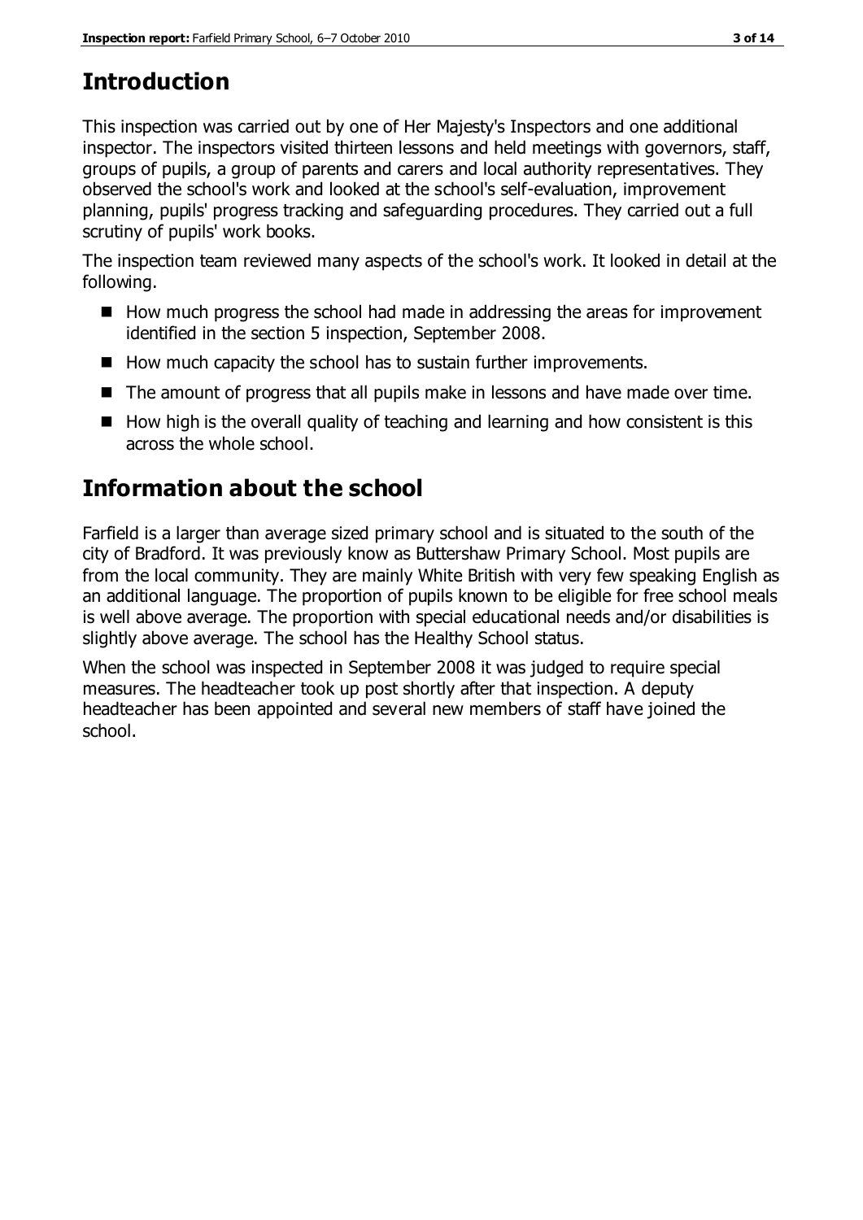# Introduction

This inspection was carried out by one of Her Majesty's Inspectors and one additional inspector. The inspectors visited thirteen lessons and held meetings with governors, staff, groups of pupils, a group of parents and carers and local authority representatives. They observed the school's work and looked at the school's self-evaluation, improvement planning, pupils' progress tracking and safeguarding procedures. They carried out a full scrutiny of pupils' work books.

The inspection team reviewed many aspects of the school's work. It looked in detail at the following.

- How much progress the school had made in addressing the areas for improvement identified in the section 5 inspection, September 2008.
- How much capacity the school has to sustain further improvements.
- The amount of progress that all pupils make in lessons and have made over time.
- How high is the overall quality of teaching and learning and how consistent is this across the whole school.

# Information about the school

Farfield is a larger than average sized primary school and is situated to the south of the city of Bradford. It was previously know as Buttershaw Primary School. Most pupils are from the local community. They are mainly White British with very few speaking English as an additional language. The proportion of pupils known to be eligible for free school meals is well above average. The proportion with special educational needs and/or disabilities is slightly above average. The school has the Healthy School status.

When the school was inspected in September 2008 it was judged to require special measures. The headteacher took up post shortly after that inspection. A deputy headteacher has been appointed and several new members of staff have joined the school.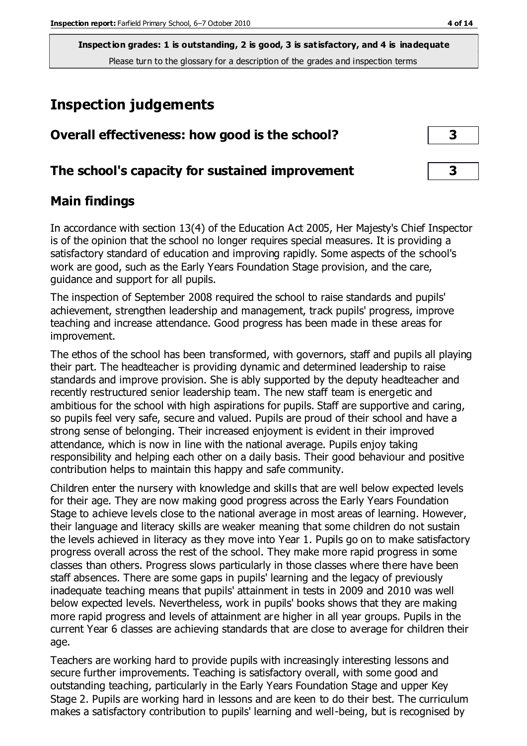**Inspection grades: 1 is outstanding, 2 is good, 3 is satisfactory, and 4 is inadequate**
Please turn to the glossary for a description of the grades and inspection terms

## Inspection judgements

| | |
|---|---|
| **Overall effectiveness: how good is the school?** | **3** |
| **The school's capacity for sustained improvement** | **3** |

### Main findings

In accordance with section 13(4) of the Education Act 2005, Her Majesty's Chief Inspector is of the opinion that the school no longer requires special measures. It is providing a satisfactory standard of education and improving rapidly. Some aspects of the school's work are good, such as the Early Years Foundation Stage provision, and the care, guidance and support for all pupils.

The inspection of September 2008 required the school to raise standards and pupils' achievement, strengthen leadership and management, track pupils' progress, improve teaching and increase attendance. Good progress has been made in these areas for improvement.

The ethos of the school has been transformed, with governors, staff and pupils all playing their part. The headteacher is providing dynamic and determined leadership to raise standards and improve provision. She is ably supported by the deputy headteacher and recently restructured senior leadership team. The new staff team is energetic and ambitious for the school with high aspirations for pupils. Staff are supportive and caring, so pupils feel very safe, secure and valued. Pupils are proud of their school and have a strong sense of belonging. Their increased enjoyment is evident in their improved attendance, which is now in line with the national average. Pupils enjoy taking responsibility and helping each other on a daily basis. Their good behaviour and positive contribution helps to maintain this happy and safe community.

Children enter the nursery with knowledge and skills that are well below expected levels for their age. They are now making good progress across the Early Years Foundation Stage to achieve levels close to the national average in most areas of learning. However, their language and literacy skills are weaker meaning that some children do not sustain the levels achieved in literacy as they move into Year 1. Pupils go on to make satisfactory progress overall across the rest of the school. They make more rapid progress in some classes than others. Progress slows particularly in those classes where there have been staff absences. There are some gaps in pupils' learning and the legacy of previously inadequate teaching means that pupils' attainment in tests in 2009 and 2010 was well below expected levels. Nevertheless, work in pupils' books shows that they are making more rapid progress and levels of attainment are higher in all year groups. Pupils in the current Year 6 classes are achieving standards that are close to average for children their age.

Teachers are working hard to provide pupils with increasingly interesting lessons and secure further improvements. Teaching is satisfactory overall, with some good and outstanding teaching, particularly in the Early Years Foundation Stage and upper Key Stage 2. Pupils are working hard in lessons and are keen to do their best. The curriculum makes a satisfactory contribution to pupils' learning and well-being, but is recognised by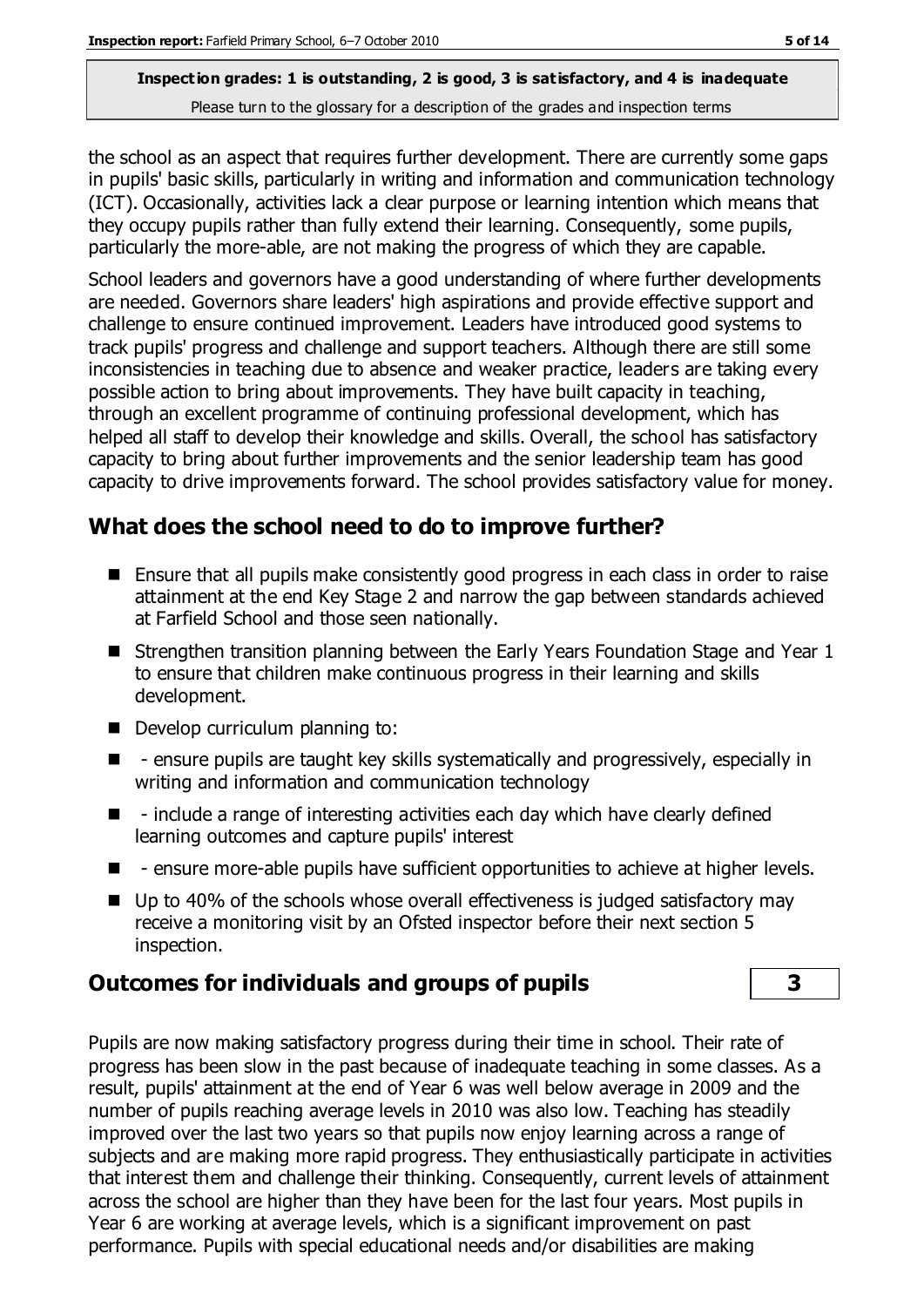the school as an aspect that requires further development. There are currently some gaps in pupils' basic skills, particularly in writing and information and communication technology (ICT). Occasionally, activities lack a clear purpose or learning intention which means that they occupy pupils rather than fully extend their learning. Consequently, some pupils, particularly the more-able, are not making the progress of which they are capable.

School leaders and governors have a good understanding of where further developments are needed. Governors share leaders' high aspirations and provide effective support and challenge to ensure continued improvement. Leaders have introduced good systems to track pupils' progress and challenge and support teachers. Although there are still some inconsistencies in teaching due to absence and weaker practice, leaders are taking every possible action to bring about improvements. They have built capacity in teaching, through an excellent programme of continuing professional development, which has helped all staff to develop their knowledge and skills. Overall, the school has satisfactory capacity to bring about further improvements and the senior leadership team has good capacity to drive improvements forward. The school provides satisfactory value for money.

## What does the school need to do to improve further?

- Ensure that all pupils make consistently good progress in each class in order to raise attainment at the end Key Stage 2 and narrow the gap between standards achieved at Farfield School and those seen nationally.
- Strengthen transition planning between the Early Years Foundation Stage and Year 1 to ensure that children make continuous progress in their learning and skills development.
- Develop curriculum planning to:
- - ensure pupils are taught key skills systematically and progressively, especially in writing and information and communication technology
- - include a range of interesting activities each day which have clearly defined learning outcomes and capture pupils' interest
- - ensure more-able pupils have sufficient opportunities to achieve at higher levels.
- Up to 40% of the schools whose overall effectiveness is judged satisfactory may receive a monitoring visit by an Ofsted inspector before their next section 5 inspection.

## Outcomes for individuals and groups of pupils — 3

Pupils are now making satisfactory progress during their time in school. Their rate of progress has been slow in the past because of inadequate teaching in some classes. As a result, pupils' attainment at the end of Year 6 was well below average in 2009 and the number of pupils reaching average levels in 2010 was also low. Teaching has steadily improved over the last two years so that pupils now enjoy learning across a range of subjects and are making more rapid progress. They enthusiastically participate in activities that interest them and challenge their thinking. Consequently, current levels of attainment across the school are higher than they have been for the last four years. Most pupils in Year 6 are working at average levels, which is a significant improvement on past performance. Pupils with special educational needs and/or disabilities are making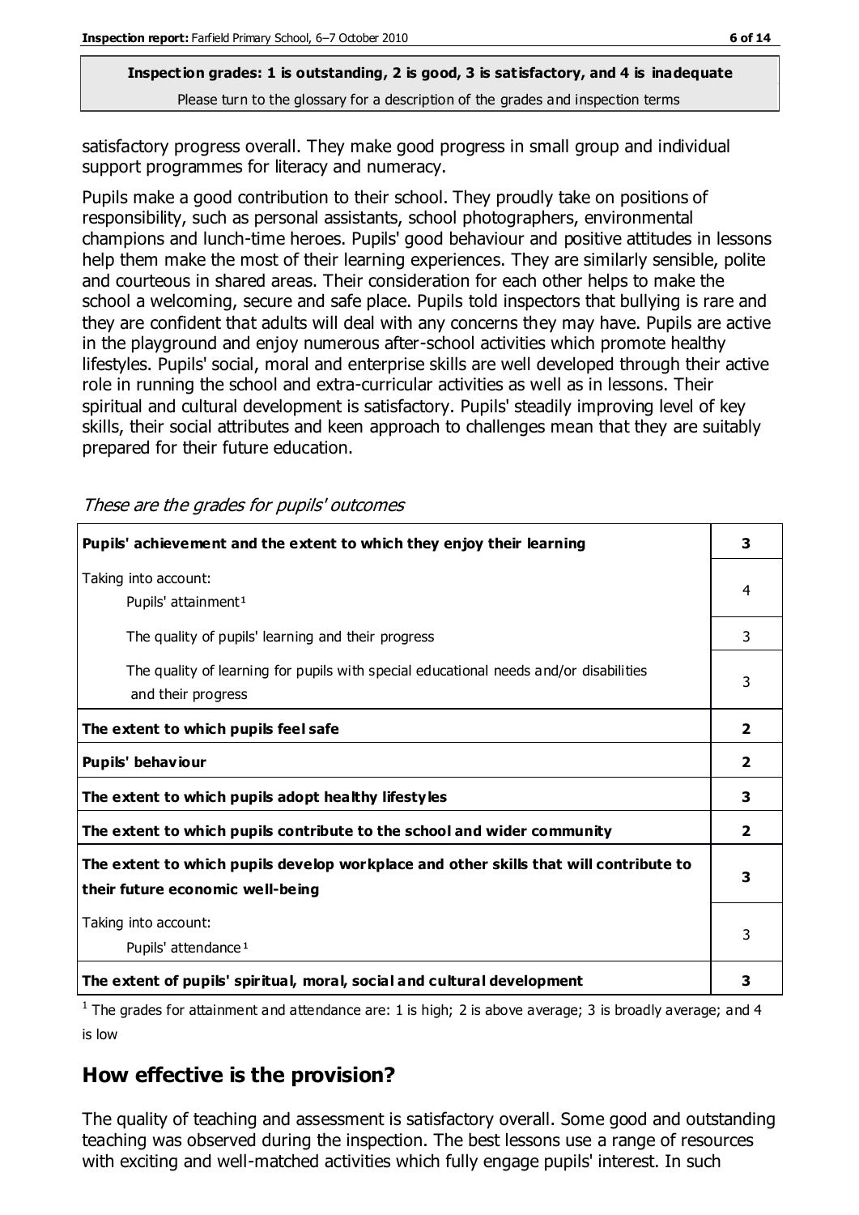**Inspection grades: 1 is outstanding, 2 is good, 3 is satisfactory, and 4 is inadequate**
Please turn to the glossary for a description of the grades and inspection terms

satisfactory progress overall. They make good progress in small group and individual support programmes for literacy and numeracy.

Pupils make a good contribution to their school. They proudly take on positions of responsibility, such as personal assistants, school photographers, environmental champions and lunch-time heroes. Pupils' good behaviour and positive attitudes in lessons help them make the most of their learning experiences. They are similarly sensible, polite and courteous in shared areas. Their consideration for each other helps to make the school a welcoming, secure and safe place. Pupils told inspectors that bullying is rare and they are confident that adults will deal with any concerns they may have. Pupils are active in the playground and enjoy numerous after-school activities which promote healthy lifestyles. Pupils' social, moral and enterprise skills are well developed through their active role in running the school and extra-curricular activities as well as in lessons. Their spiritual and cultural development is satisfactory. Pupils' steadily improving level of key skills, their social attributes and keen approach to challenges mean that they are suitably prepared for their future education.

*These are the grades for pupils' outcomes*

| | |
|---|---|
| **Pupils' achievement and the extent to which they enjoy their learning** | **3** |
| Taking into account: Pupils' attainment[1] | 4 |
| The quality of pupils' learning and their progress | 3 |
| The quality of learning for pupils with special educational needs and/or disabilities and their progress | 3 |
| **The extent to which pupils feel safe** | **2** |
| **Pupils' behaviour** | **2** |
| **The extent to which pupils adopt healthy lifestyles** | **3** |
| **The extent to which pupils contribute to the school and wider community** | **2** |
| **The extent to which pupils develop workplace and other skills that will contribute to their future economic well-being** | **3** |
| Taking into account: Pupils' attendance[1] | 3 |
| **The extent of pupils' spiritual, moral, social and cultural development** | **3** |

[1] The grades for attainment and attendance are: 1 is high; 2 is above average; 3 is broadly average; and 4 is low

## How effective is the provision?

The quality of teaching and assessment is satisfactory overall. Some good and outstanding teaching was observed during the inspection. The best lessons use a range of resources with exciting and well-matched activities which fully engage pupils' interest. In such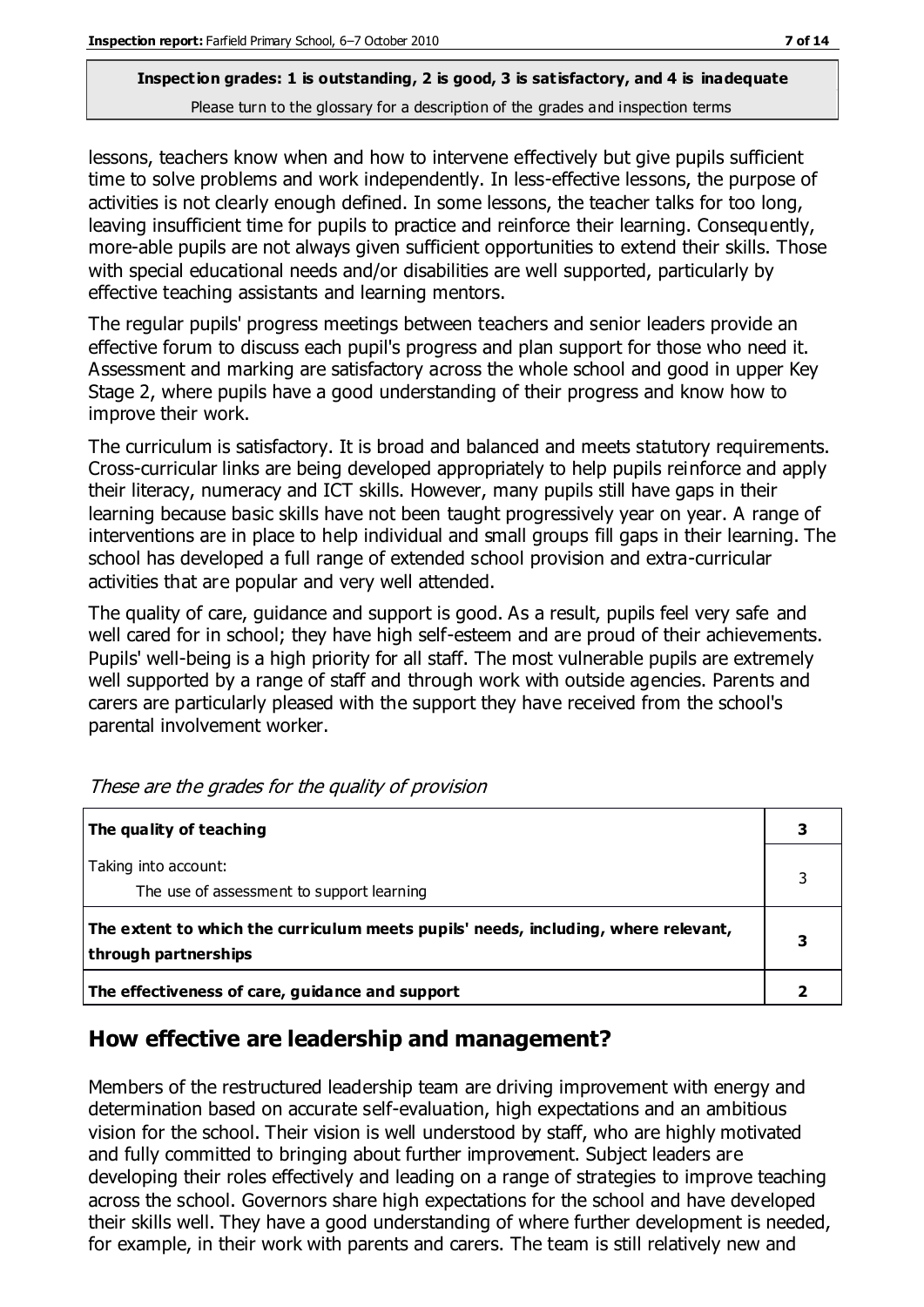lessons, teachers know when and how to intervene effectively but give pupils sufficient time to solve problems and work independently. In less-effective lessons, the purpose of activities is not clearly enough defined. In some lessons, the teacher talks for too long, leaving insufficient time for pupils to practice and reinforce their learning. Consequently, more-able pupils are not always given sufficient opportunities to extend their skills. Those with special educational needs and/or disabilities are well supported, particularly by effective teaching assistants and learning mentors.

The regular pupils' progress meetings between teachers and senior leaders provide an effective forum to discuss each pupil's progress and plan support for those who need it. Assessment and marking are satisfactory across the whole school and good in upper Key Stage 2, where pupils have a good understanding of their progress and know how to improve their work.

The curriculum is satisfactory. It is broad and balanced and meets statutory requirements. Cross-curricular links are being developed appropriately to help pupils reinforce and apply their literacy, numeracy and ICT skills. However, many pupils still have gaps in their learning because basic skills have not been taught progressively year on year. A range of interventions are in place to help individual and small groups fill gaps in their learning. The school has developed a full range of extended school provision and extra-curricular activities that are popular and very well attended.

The quality of care, guidance and support is good. As a result, pupils feel very safe and well cared for in school; they have high self-esteem and are proud of their achievements. Pupils' well-being is a high priority for all staff. The most vulnerable pupils are extremely well supported by a range of staff and through work with outside agencies. Parents and carers are particularly pleased with the support they have received from the school's parental involvement worker.

*These are the grades for the quality of provision*

| | |
|---|---|
| **The quality of teaching** | **3** |
| Taking into account:<br>The use of assessment to support learning | 3 |
| **The extent to which the curriculum meets pupils' needs, including, where relevant, through partnerships** | **3** |
| **The effectiveness of care, guidance and support** | **2** |

## How effective are leadership and management?

Members of the restructured leadership team are driving improvement with energy and determination based on accurate self-evaluation, high expectations and an ambitious vision for the school. Their vision is well understood by staff, who are highly motivated and fully committed to bringing about further improvement. Subject leaders are developing their roles effectively and leading on a range of strategies to improve teaching across the school. Governors share high expectations for the school and have developed their skills well. They have a good understanding of where further development is needed, for example, in their work with parents and carers. The team is still relatively new and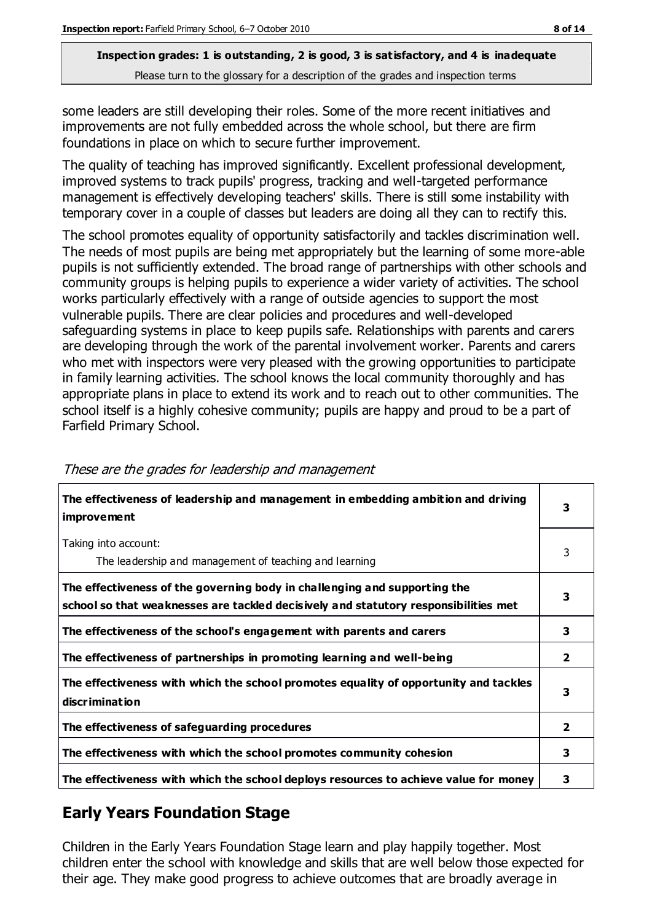**Inspection grades: 1 is outstanding, 2 is good, 3 is satisfactory, and 4 is inadequate**
Please turn to the glossary for a description of the grades and inspection terms

some leaders are still developing their roles. Some of the more recent initiatives and improvements are not fully embedded across the whole school, but there are firm foundations in place on which to secure further improvement.

The quality of teaching has improved significantly. Excellent professional development, improved systems to track pupils' progress, tracking and well-targeted performance management is effectively developing teachers' skills. There is still some instability with temporary cover in a couple of classes but leaders are doing all they can to rectify this.

The school promotes equality of opportunity satisfactorily and tackles discrimination well. The needs of most pupils are being met appropriately but the learning of some more-able pupils is not sufficiently extended. The broad range of partnerships with other schools and community groups is helping pupils to experience a wider variety of activities. The school works particularly effectively with a range of outside agencies to support the most vulnerable pupils. There are clear policies and procedures and well-developed safeguarding systems in place to keep pupils safe. Relationships with parents and carers are developing through the work of the parental involvement worker. Parents and carers who met with inspectors were very pleased with the growing opportunities to participate in family learning activities. The school knows the local community thoroughly and has appropriate plans in place to extend its work and to reach out to other communities. The school itself is a highly cohesive community; pupils are happy and proud to be a part of Farfield Primary School.

*These are the grades for leadership and management*

| | |
|---|---|
| **The effectiveness of leadership and management in embedding ambition and driving improvement** | **3** |
| Taking into account: The leadership and management of teaching and learning | 3 |
| **The effectiveness of the governing body in challenging and supporting the school so that weaknesses are tackled decisively and statutory responsibilities met** | **3** |
| **The effectiveness of the school's engagement with parents and carers** | **3** |
| **The effectiveness of partnerships in promoting learning and well-being** | **2** |
| **The effectiveness with which the school promotes equality of opportunity and tackles discrimination** | **3** |
| **The effectiveness of safeguarding procedures** | **2** |
| **The effectiveness with which the school promotes community cohesion** | **3** |
| **The effectiveness with which the school deploys resources to achieve value for money** | **3** |

## Early Years Foundation Stage

Children in the Early Years Foundation Stage learn and play happily together. Most children enter the school with knowledge and skills that are well below those expected for their age. They make good progress to achieve outcomes that are broadly average in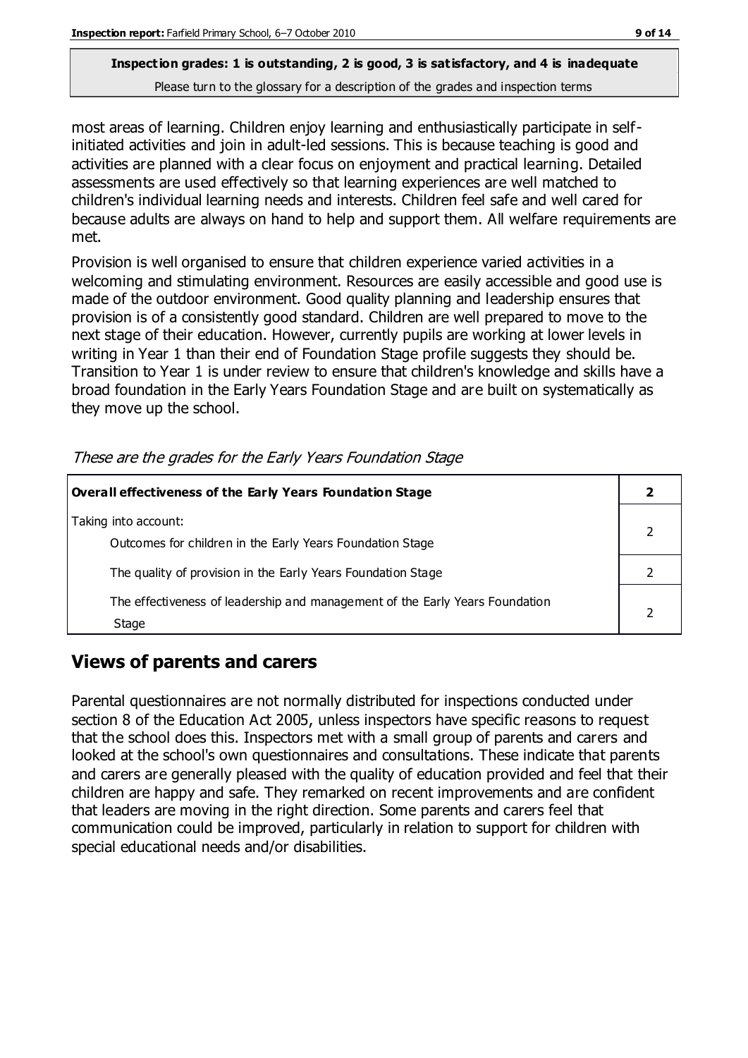most areas of learning. Children enjoy learning and enthusiastically participate in self-initiated activities and join in adult-led sessions. This is because teaching is good and activities are planned with a clear focus on enjoyment and practical learning. Detailed assessments are used effectively so that learning experiences are well matched to children's individual learning needs and interests. Children feel safe and well cared for because adults are always on hand to help and support them. All welfare requirements are met.

Provision is well organised to ensure that children experience varied activities in a welcoming and stimulating environment. Resources are easily accessible and good use is made of the outdoor environment. Good quality planning and leadership ensures that provision is of a consistently good standard. Children are well prepared to move to the next stage of their education. However, currently pupils are working at lower levels in writing in Year 1 than their end of Foundation Stage profile suggests they should be. Transition to Year 1 is under review to ensure that children's knowledge and skills have a broad foundation in the Early Years Foundation Stage and are built on systematically as they move up the school.

*These are the grades for the Early Years Foundation Stage*

| **Overall effectiveness of the Early Years Foundation Stage** | **2** |
|---|---|
| Taking into account:<br>Outcomes for children in the Early Years Foundation Stage | 2 |
| The quality of provision in the Early Years Foundation Stage | 2 |
| The effectiveness of leadership and management of the Early Years Foundation Stage | 2 |

## Views of parents and carers

Parental questionnaires are not normally distributed for inspections conducted under section 8 of the Education Act 2005, unless inspectors have specific reasons to request that the school does this. Inspectors met with a small group of parents and carers and looked at the school's own questionnaires and consultations. These indicate that parents and carers are generally pleased with the quality of education provided and feel that their children are happy and safe. They remarked on recent improvements and are confident that leaders are moving in the right direction. Some parents and carers feel that communication could be improved, particularly in relation to support for children with special educational needs and/or disabilities.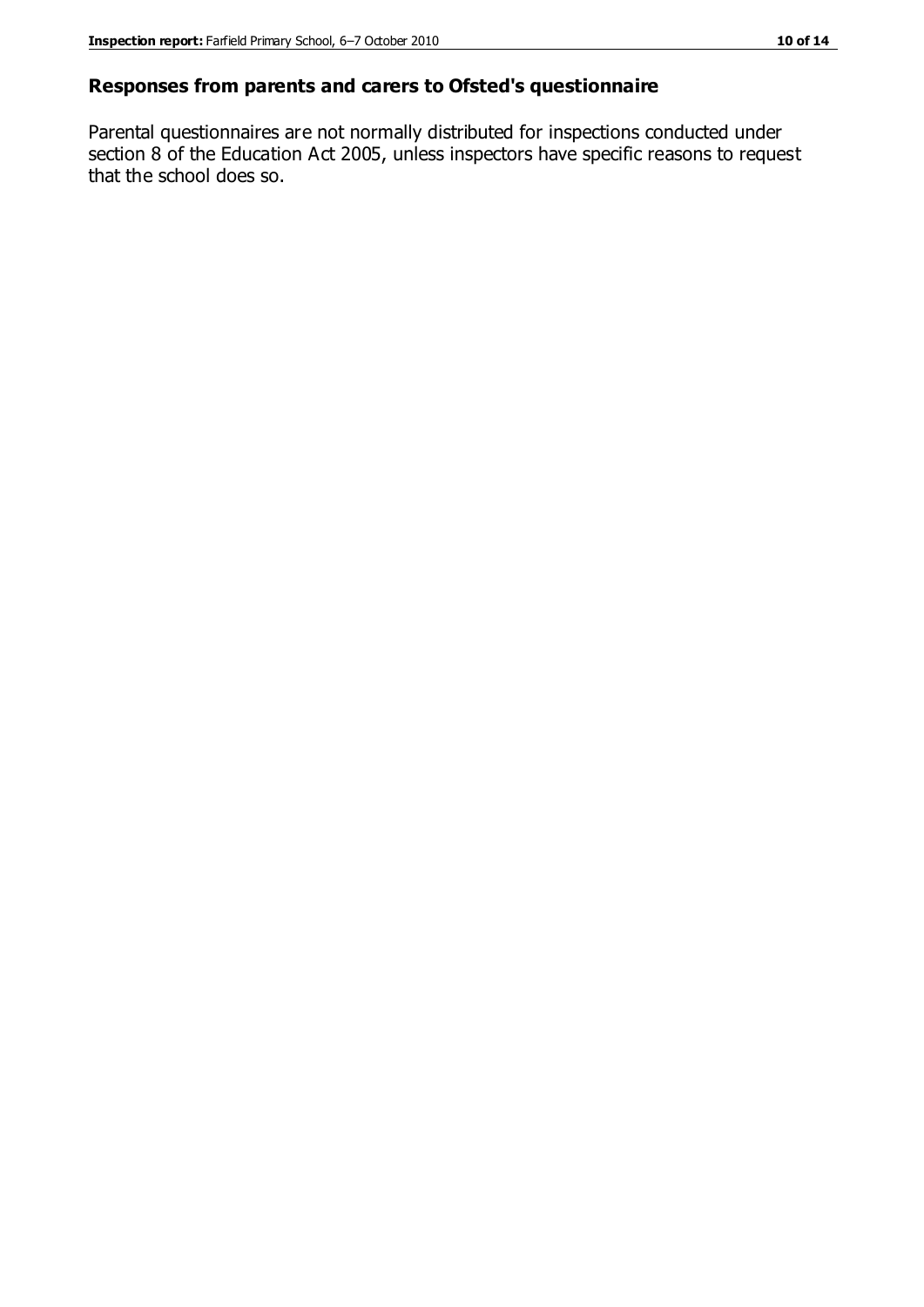## Responses from parents and carers to Ofsted's questionnaire

Parental questionnaires are not normally distributed for inspections conducted under section 8 of the Education Act 2005, unless inspectors have specific reasons to request that the school does so.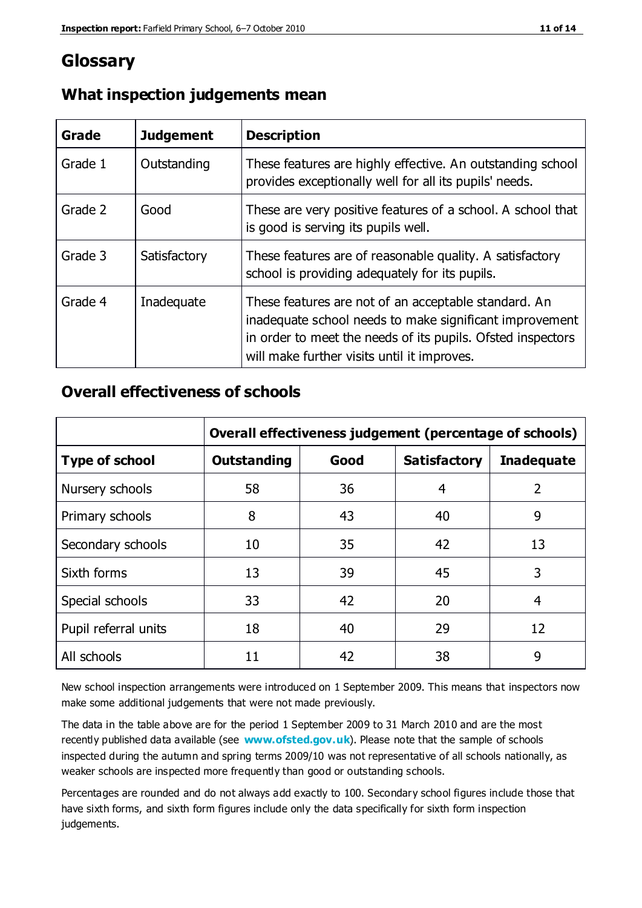# Glossary

## What inspection judgements mean

| Grade | Judgement | Description |
|---|---|---|
| Grade 1 | Outstanding | These features are highly effective. An outstanding school provides exceptionally well for all its pupils' needs. |
| Grade 2 | Good | These are very positive features of a school. A school that is good is serving its pupils well. |
| Grade 3 | Satisfactory | These features are of reasonable quality. A satisfactory school is providing adequately for its pupils. |
| Grade 4 | Inadequate | These features are not of an acceptable standard. An inadequate school needs to make significant improvement in order to meet the needs of its pupils. Ofsted inspectors will make further visits until it improves. |

## Overall effectiveness of schools

| | Overall effectiveness judgement (percentage of schools) | | | |
|---|---|---|---|---|
| **Type of school** | **Outstanding** | **Good** | **Satisfactory** | **Inadequate** |
| Nursery schools | 58 | 36 | 4 | 2 |
| Primary schools | 8 | 43 | 40 | 9 |
| Secondary schools | 10 | 35 | 42 | 13 |
| Sixth forms | 13 | 39 | 45 | 3 |
| Special schools | 33 | 42 | 20 | 4 |
| Pupil referral units | 18 | 40 | 29 | 12 |
| All schools | 11 | 42 | 38 | 9 |

New school inspection arrangements were introduced on 1 September 2009. This means that inspectors now make some additional judgements that were not made previously.

The data in the table above are for the period 1 September 2009 to 31 March 2010 and are the most recently published data available (see **www.ofsted.gov.uk**). Please note that the sample of schools inspected during the autumn and spring terms 2009/10 was not representative of all schools nationally, as weaker schools are inspected more frequently than good or outstanding schools.

Percentages are rounded and do not always add exactly to 100. Secondary school figures include those that have sixth forms, and sixth form figures include only the data specifically for sixth form inspection judgements.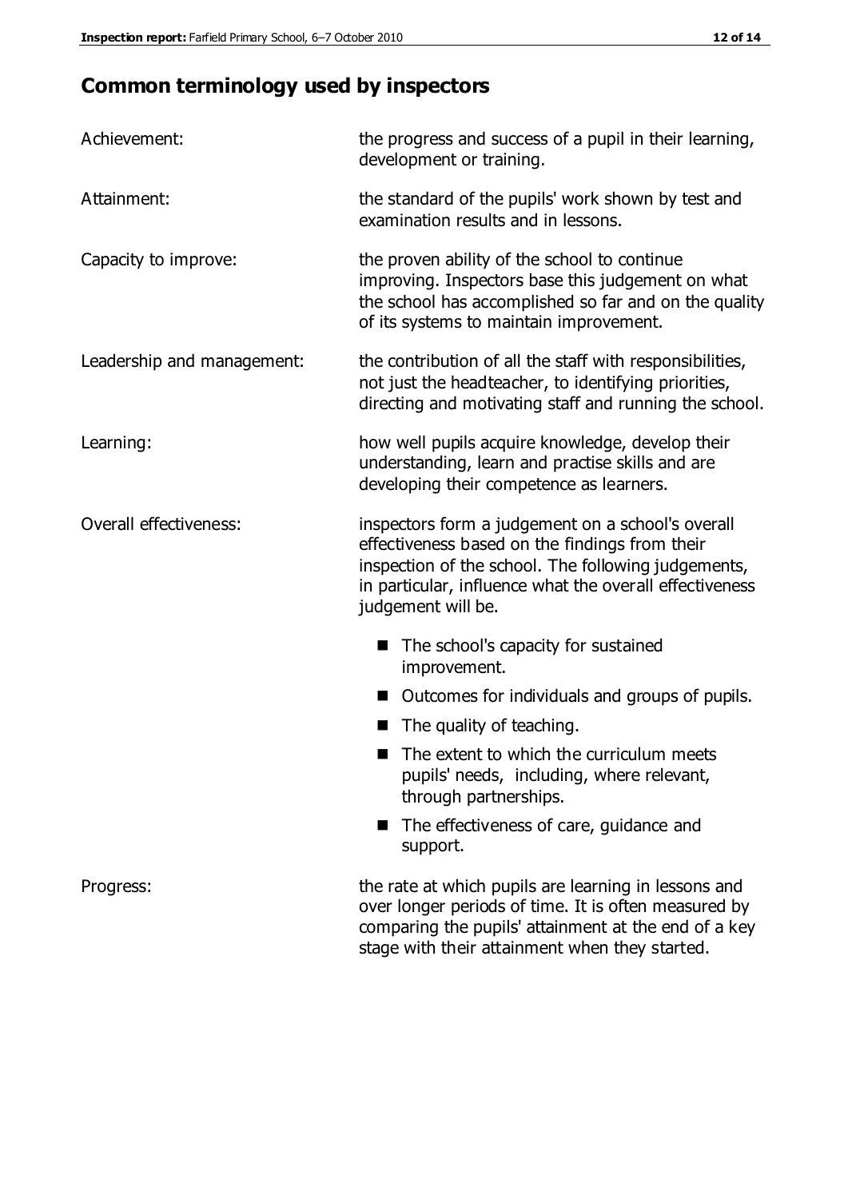## Common terminology used by inspectors

**Achievement:** the progress and success of a pupil in their learning, development or training.

**Attainment:** the standard of the pupils' work shown by test and examination results and in lessons.

**Capacity to improve:** the proven ability of the school to continue improving. Inspectors base this judgement on what the school has accomplished so far and on the quality of its systems to maintain improvement.

**Leadership and management:** the contribution of all the staff with responsibilities, not just the headteacher, to identifying priorities, directing and motivating staff and running the school.

**Learning:** how well pupils acquire knowledge, develop their understanding, learn and practise skills and are developing their competence as learners.

**Overall effectiveness:** inspectors form a judgement on a school's overall effectiveness based on the findings from their inspection of the school. The following judgements, in particular, influence what the overall effectiveness judgement will be.

- The school's capacity for sustained improvement.
- Outcomes for individuals and groups of pupils.
- The quality of teaching.
- The extent to which the curriculum meets pupils' needs, including, where relevant, through partnerships.
- The effectiveness of care, guidance and support.

**Progress:** the rate at which pupils are learning in lessons and over longer periods of time. It is often measured by comparing the pupils' attainment at the end of a key stage with their attainment when they started.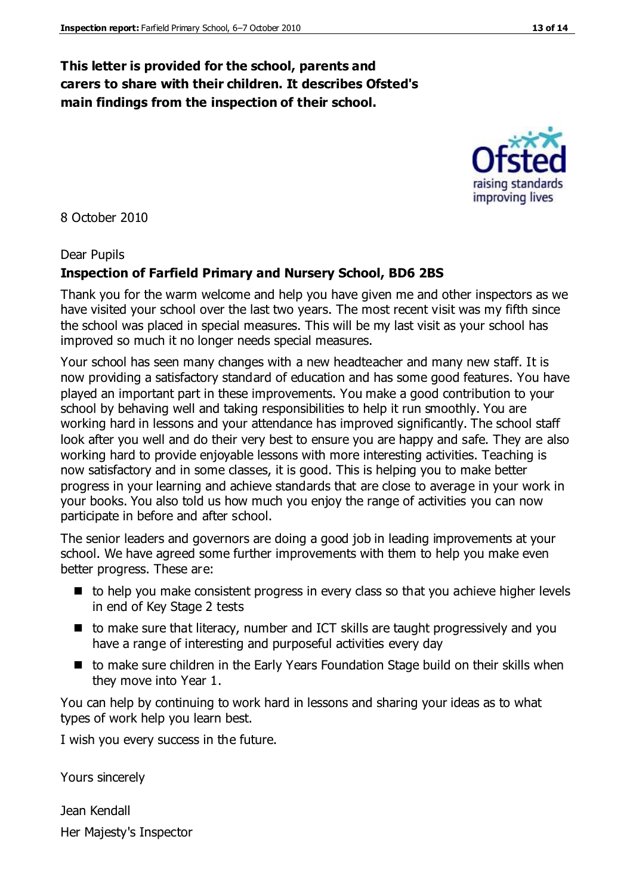**This letter is provided for the school, parents and carers to share with their children. It describes Ofsted's main findings from the inspection of their school.**

8 October 2010

Dear Pupils

**Inspection of Farfield Primary and Nursery School, BD6 2BS**

Thank you for the warm welcome and help you have given me and other inspectors as we have visited your school over the last two years. The most recent visit was my fifth since the school was placed in special measures. This will be my last visit as your school has improved so much it no longer needs special measures.

Your school has seen many changes with a new headteacher and many new staff. It is now providing a satisfactory standard of education and has some good features. You have played an important part in these improvements. You make a good contribution to your school by behaving well and taking responsibilities to help it run smoothly. You are working hard in lessons and your attendance has improved significantly. The school staff look after you well and do their very best to ensure you are happy and safe. They are also working hard to provide enjoyable lessons with more interesting activities. Teaching is now satisfactory and in some classes, it is good. This is helping you to make better progress in your learning and achieve standards that are close to average in your work in your books. You also told us how much you enjoy the range of activities you can now participate in before and after school.

The senior leaders and governors are doing a good job in leading improvements at your school. We have agreed some further improvements with them to help you make even better progress. These are:

- to help you make consistent progress in every class so that you achieve higher levels in end of Key Stage 2 tests
- to make sure that literacy, number and ICT skills are taught progressively and you have a range of interesting and purposeful activities every day
- to make sure children in the Early Years Foundation Stage build on their skills when they move into Year 1.

You can help by continuing to work hard in lessons and sharing your ideas as to what types of work help you learn best.

I wish you every success in the future.

Yours sincerely

Jean Kendall

Her Majesty's Inspector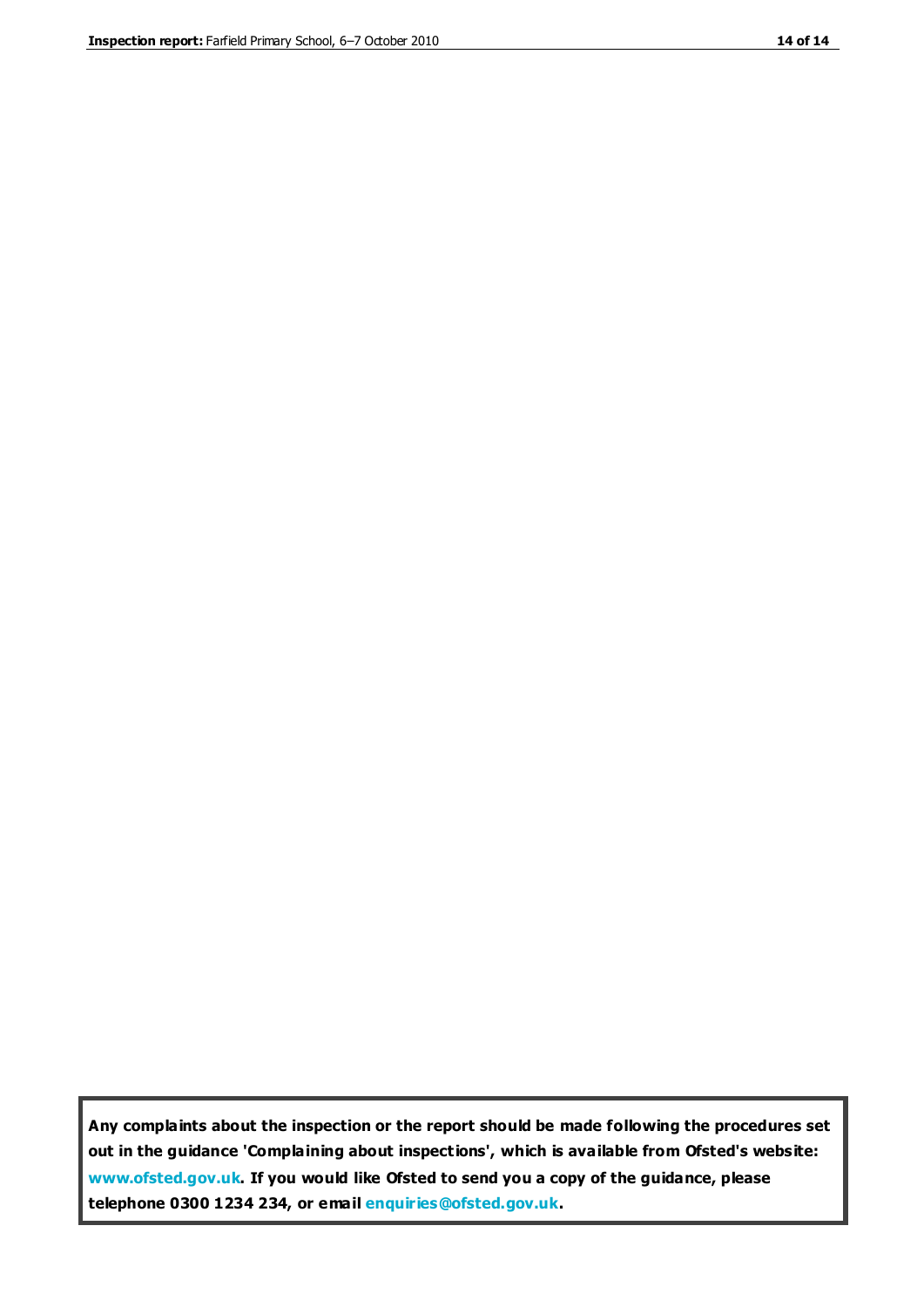**Any complaints about the inspection or the report should be made following the procedures set out in the guidance 'Complaining about inspections', which is available from Ofsted's website: www.ofsted.gov.uk. If you would like Ofsted to send you a copy of the guidance, please telephone 0300 1234 234, or email enquiries@ofsted.gov.uk.**